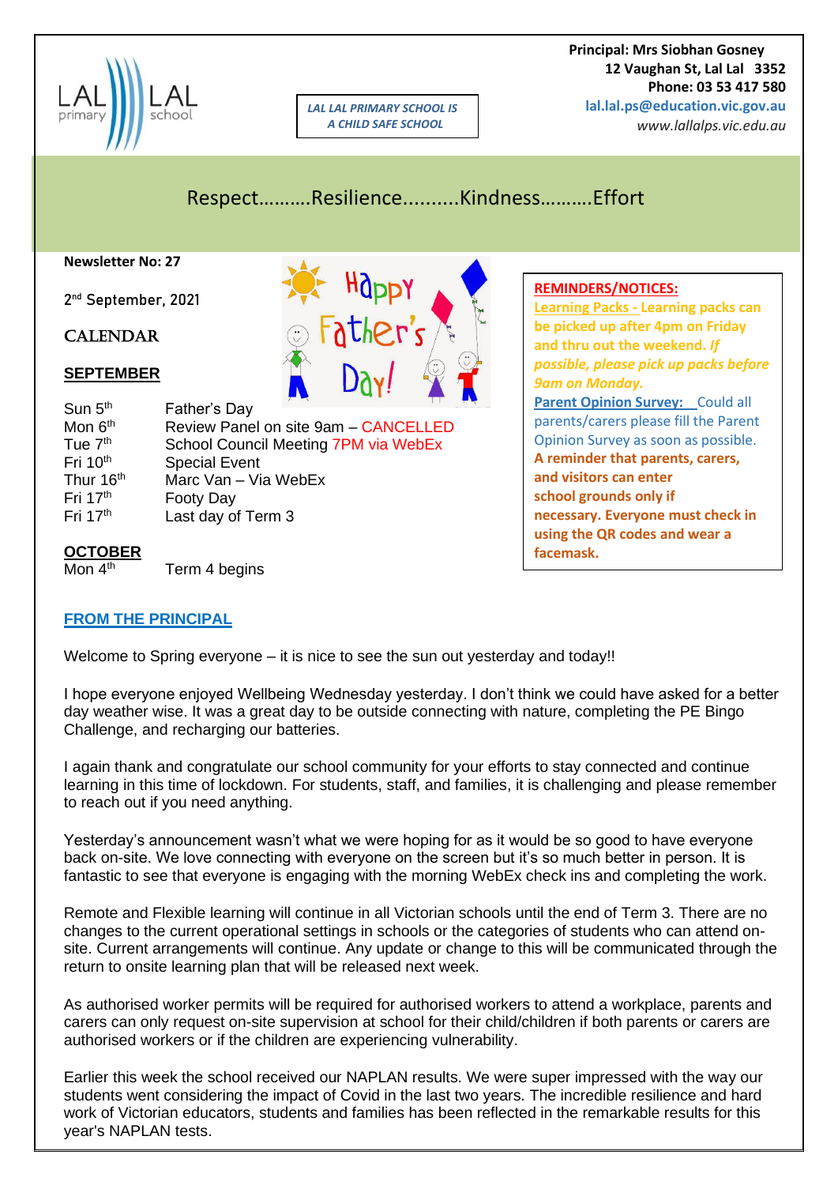LAL LAL primary school

**LAL LAL PRIMARY SCHOOL IS A CHILD SAFE SCHOOL**

**Principal: Mrs Siobhan Gosney**
**12 Vaughan St, Lal Lal 3352**
**Phone: 03 53 417 580**
**lal.lal.ps@education.vic.gov.au**
*www.lallalps.vic.edu.au*

## Respect……….Resilience..........Kindness……….Effort

**Newsletter No: 27**

2nd September, 2021

## CALENDAR

### SEPTEMBER

| | |
|---|---|
| Sun 5th | Father's Day |
| Mon 6th | Review Panel on site 9am – CANCELLED |
| Tue 7th | School Council Meeting 7PM via WebEx |
| Fri 10th | Special Event |
| Thur 16th | Marc Van – Via WebEx |
| Fri 17th | Footy Day |
| Fri 17th | Last day of Term 3 |

### OCTOBER

| | |
|---|---|
| Mon 4th | Term 4 begins |

**REMINDERS/NOTICES:**

**Learning Packs - Learning packs can be picked up after 4pm on Friday and thru out the weekend.** ***If possible, please pick up packs before 9am on Monday.***

**Parent Opinion Survey:** Could all parents/carers please fill the Parent Opinion Survey as soon as possible.

**A reminder that parents, carers, and visitors can enter school grounds only if necessary. Everyone must check in using the QR codes and wear a facemask.**

## FROM THE PRINCIPAL

Welcome to Spring everyone – it is nice to see the sun out yesterday and today!!

I hope everyone enjoyed Wellbeing Wednesday yesterday. I don't think we could have asked for a better day weather wise. It was a great day to be outside connecting with nature, completing the PE Bingo Challenge, and recharging our batteries.

I again thank and congratulate our school community for your efforts to stay connected and continue learning in this time of lockdown. For students, staff, and families, it is challenging and please remember to reach out if you need anything.

Yesterday's announcement wasn't what we were hoping for as it would be so good to have everyone back on-site. We love connecting with everyone on the screen but it's so much better in person. It is fantastic to see that everyone is engaging with the morning WebEx check ins and completing the work.

Remote and Flexible learning will continue in all Victorian schools until the end of Term 3. There are no changes to the current operational settings in schools or the categories of students who can attend on-site. Current arrangements will continue. Any update or change to this will be communicated through the return to onsite learning plan that will be released next week.

As authorised worker permits will be required for authorised workers to attend a workplace, parents and carers can only request on-site supervision at school for their child/children if both parents or carers are authorised workers or if the children are experiencing vulnerability.

Earlier this week the school received our NAPLAN results. We were super impressed with the way our students went considering the impact of Covid in the last two years. The incredible resilience and hard work of Victorian educators, students and families has been reflected in the remarkable results for this year's NAPLAN tests.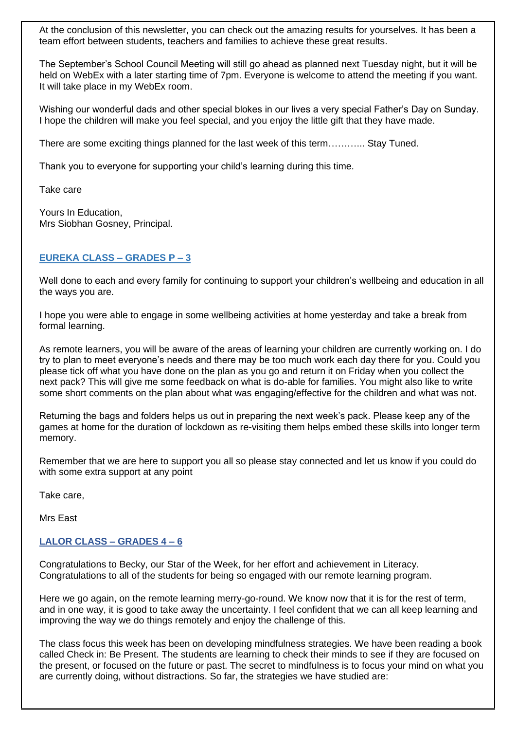At the conclusion of this newsletter, you can check out the amazing results for yourselves. It has been a team effort between students, teachers and families to achieve these great results.

The September's School Council Meeting will still go ahead as planned next Tuesday night, but it will be held on WebEx with a later starting time of 7pm. Everyone is welcome to attend the meeting if you want. It will take place in my WebEx room.

Wishing our wonderful dads and other special blokes in our lives a very special Father's Day on Sunday. I hope the children will make you feel special, and you enjoy the little gift that they have made.

There are some exciting things planned for the last week of this term……….. Stay Tuned.

Thank you to everyone for supporting your child's learning during this time.

Take care

Yours In Education,
Mrs Siobhan Gosney, Principal.

## EUREKA CLASS – GRADES P – 3

Well done to each and every family for continuing to support your children's wellbeing and education in all the ways you are.

I hope you were able to engage in some wellbeing activities at home yesterday and take a break from formal learning.

As remote learners, you will be aware of the areas of learning your children are currently working on. I do try to plan to meet everyone's needs and there may be too much work each day there for you. Could you please tick off what you have done on the plan as you go and return it on Friday when you collect the next pack? This will give me some feedback on what is do-able for families. You might also like to write some short comments on the plan about what was engaging/effective for the children and what was not.

Returning the bags and folders helps us out in preparing the next week's pack. Please keep any of the games at home for the duration of lockdown as re-visiting them helps embed these skills into longer term memory.

Remember that we are here to support you all so please stay connected and let us know if you could do with some extra support at any point

Take care,

Mrs East

## LALOR CLASS – GRADES 4 – 6

Congratulations to Becky, our Star of the Week, for her effort and achievement in Literacy.
Congratulations to all of the students for being so engaged with our remote learning program.

Here we go again, on the remote learning merry-go-round. We know now that it is for the rest of term, and in one way, it is good to take away the uncertainty. I feel confident that we can all keep learning and improving the way we do things remotely and enjoy the challenge of this.

The class focus this week has been on developing mindfulness strategies. We have been reading a book called Check in: Be Present. The students are learning to check their minds to see if they are focused on the present, or focused on the future or past. The secret to mindfulness is to focus your mind on what you are currently doing, without distractions. So far, the strategies we have studied are: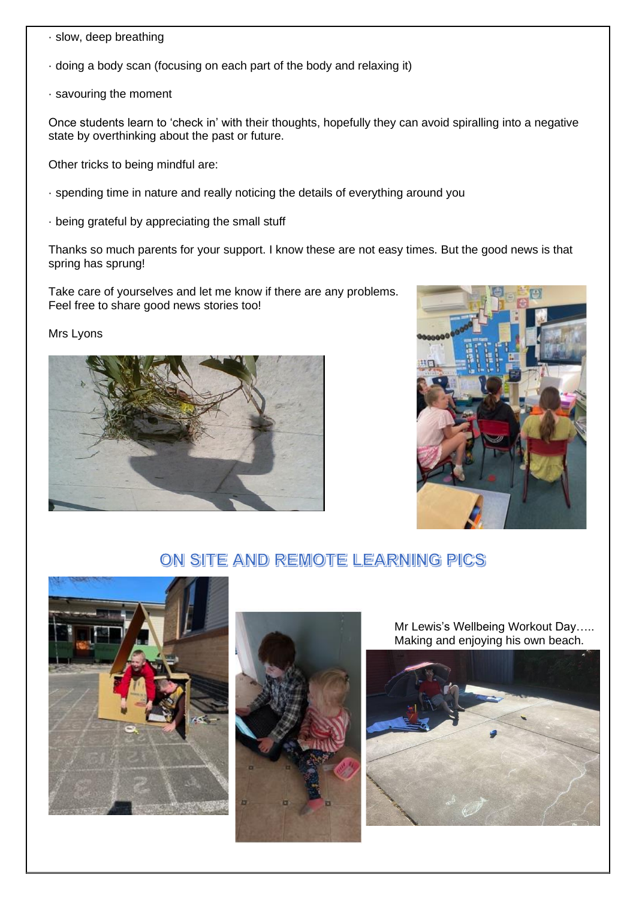- slow, deep breathing
- doing a body scan (focusing on each part of the body and relaxing it)
- savouring the moment

Once students learn to 'check in' with their thoughts, hopefully they can avoid spiralling into a negative state by overthinking about the past or future.

Other tricks to being mindful are:

- spending time in nature and really noticing the details of everything around you
- being grateful by appreciating the small stuff

Thanks so much parents for your support. I know these are not easy times. But the good news is that spring has sprung!

Take care of yourselves and let me know if there are any problems. Feel free to share good news stories too!

Mrs Lyons

## ON SITE AND REMOTE LEARNING PICS

Mr Lewis's Wellbeing Workout Day….. Making and enjoying his own beach.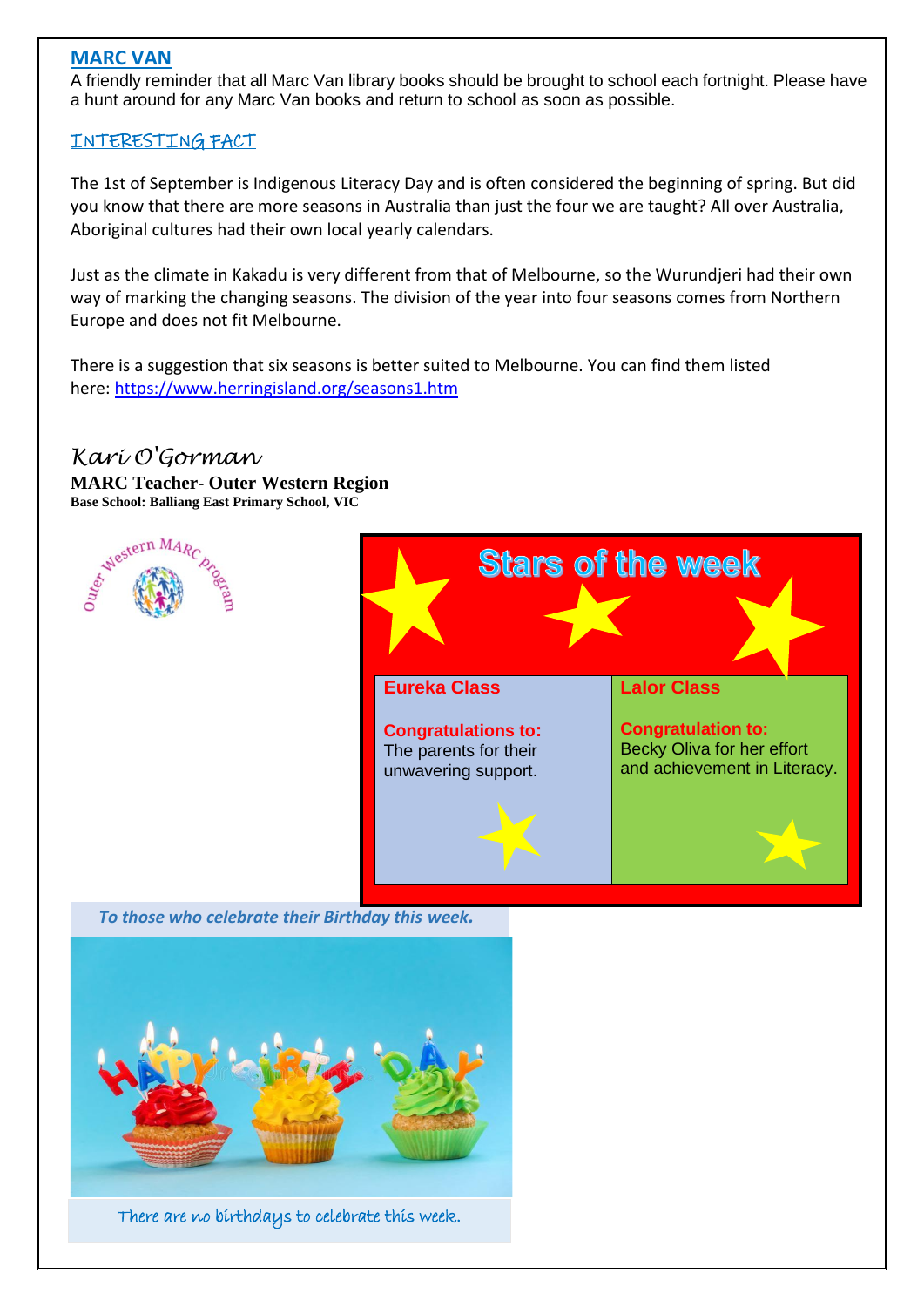## MARC VAN

A friendly reminder that all Marc Van library books should be brought to school each fortnight. Please have a hunt around for any Marc Van books and return to school as soon as possible.

### INTERESTING FACT

The 1st of September is Indigenous Literacy Day and is often considered the beginning of spring. But did you know that there are more seasons in Australia than just the four we are taught? All over Australia, Aboriginal cultures had their own local yearly calendars.

Just as the climate in Kakadu is very different from that of Melbourne, so the Wurundjeri had their own way of marking the changing seasons. The division of the year into four seasons comes from Northern Europe and does not fit Melbourne.

There is a suggestion that six seasons is better suited to Melbourne. You can find them listed here: https://www.herringisland.org/seasons1.htm

*Kari O'Gorman*

**MARC Teacher- Outer Western Region**

**Base School: Balliang East Primary School, VIC**

Outer Western MARC program

## Stars of the week

| Eureka Class | Lalor Class |
|---|---|
| **Congratulations to:** The parents for their unwavering support. | **Congratulation to:** Becky Oliva for her effort and achievement in Literacy. |

*To those who celebrate their Birthday this week.*

There are no birthdays to celebrate this week.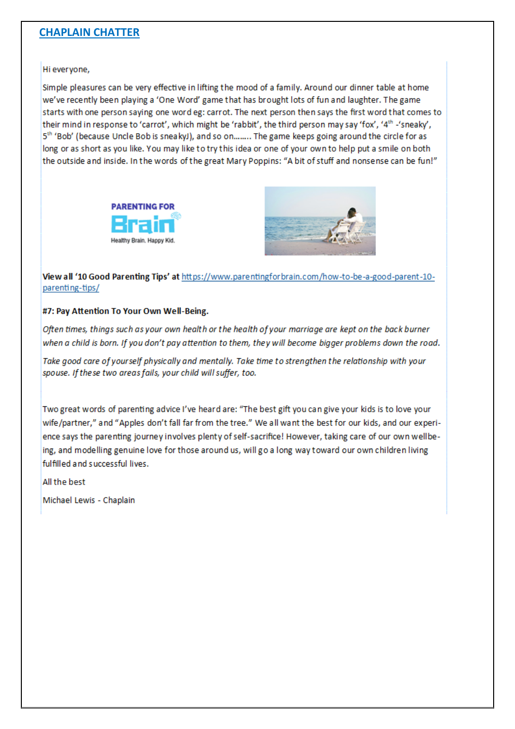## CHAPLAIN CHATTER

Hi everyone,

Simple pleasures can be very effective in lifting the mood of a family. Around our dinner table at home we've recently been playing a 'One Word' game that has brought lots of fun and laughter. The game starts with one person saying one word eg: carrot. The next person then says the first word that comes to their mind in response to 'carrot', which might be 'rabbit', the third person may say 'fox', '4th -'sneaky', 5th 'Bob' (because Uncle Bob is sneaky!), and so on……. The game keeps going around the circle for as long or as short as you like. You may like to try this idea or one of your own to help put a smile on both the outside and inside. In the words of the great Mary Poppins: "A bit of stuff and nonsense can be fun!"

PARENTING FOR Brain

Healthy Brain. Happy Kid.

**View all '10 Good Parenting Tips' at** https://www.parentingforbrain.com/how-to-be-a-good-parent-10-parenting-tips/

**#7: Pay Attention To Your Own Well-Being.**

*Often times, things such as your own health or the health of your marriage are kept on the back burner when a child is born. If you don't pay attention to them, they will become bigger problems down the road.*

*Take good care of yourself physically and mentally. Take time to strengthen the relationship with your spouse. If these two areas fails, your child will suffer, too.*

Two great words of parenting advice I've heard are: "The best gift you can give your kids is to love your wife/partner," and "Apples don't fall far from the tree." We all want the best for our kids, and our experience says the parenting journey involves plenty of self-sacrifice! However, taking care of our own wellbeing, and modelling genuine love for those around us, will go a long way toward our own children living fulfilled and successful lives.

All the best

Michael Lewis - Chaplain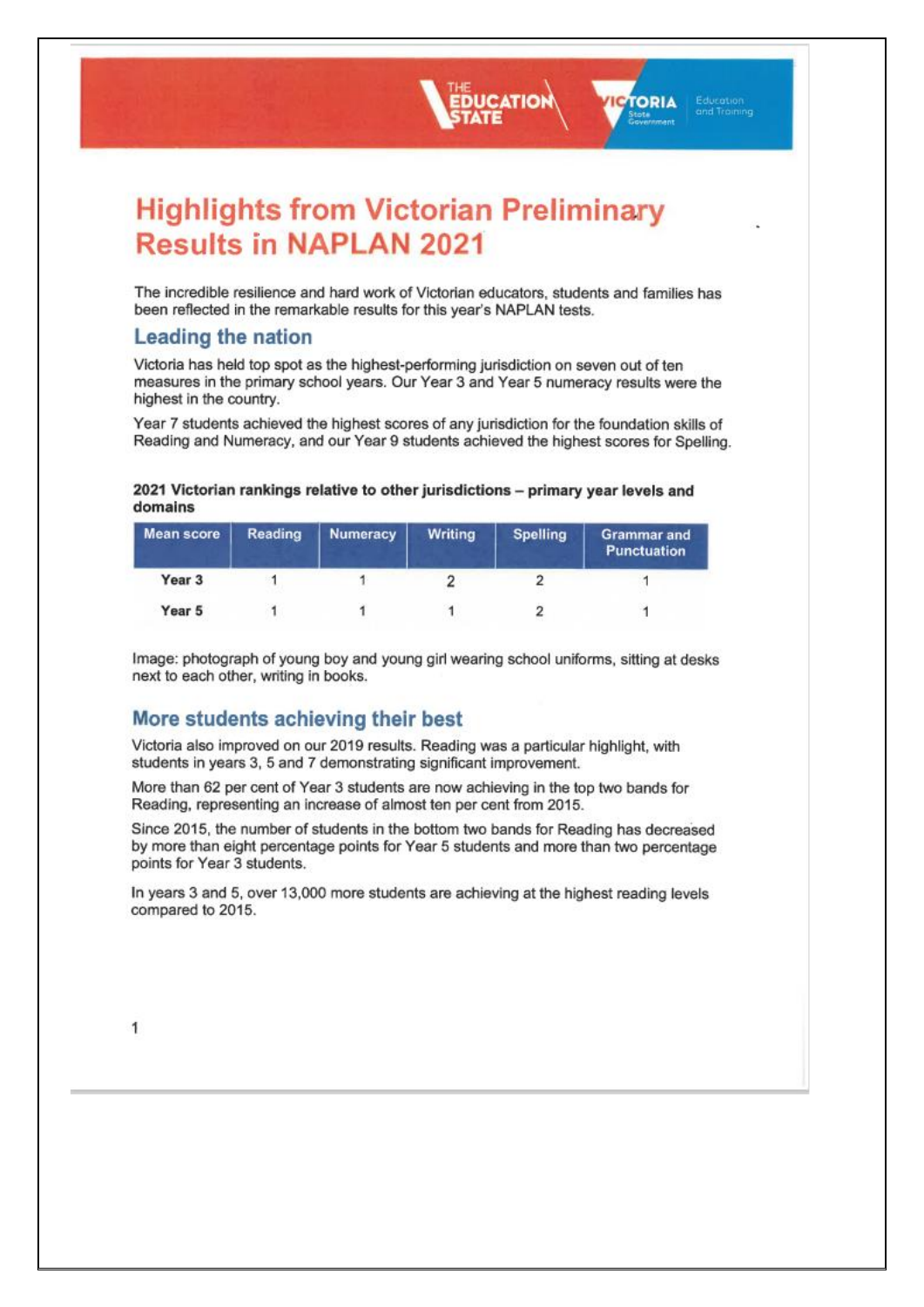# Highlights from Victorian Preliminary Results in NAPLAN 2021

The incredible resilience and hard work of Victorian educators, students and families has been reflected in the remarkable results for this year's NAPLAN tests.

## Leading the nation

Victoria has held top spot as the highest-performing jurisdiction on seven out of ten measures in the primary school years. Our Year 3 and Year 5 numeracy results were the highest in the country.

Year 7 students achieved the highest scores of any jurisdiction for the foundation skills of Reading and Numeracy, and our Year 9 students achieved the highest scores for Spelling.

**2021 Victorian rankings relative to other jurisdictions – primary year levels and domains**

| Mean score | Reading | Numeracy | Writing | Spelling | Grammar and Punctuation |
|---|---|---|---|---|---|
| Year 3 | 1 | 1 | 2 | 2 | 1 |
| Year 5 | 1 | 1 | 1 | 2 | 1 |

Image: photograph of young boy and young girl wearing school uniforms, sitting at desks next to each other, writing in books.

## More students achieving their best

Victoria also improved on our 2019 results. Reading was a particular highlight, with students in years 3, 5 and 7 demonstrating significant improvement.

More than 62 per cent of Year 3 students are now achieving in the top two bands for Reading, representing an increase of almost ten per cent from 2015.

Since 2015, the number of students in the bottom two bands for Reading has decreased by more than eight percentage points for Year 5 students and more than two percentage points for Year 3 students.

In years 3 and 5, over 13,000 more students are achieving at the highest reading levels compared to 2015.